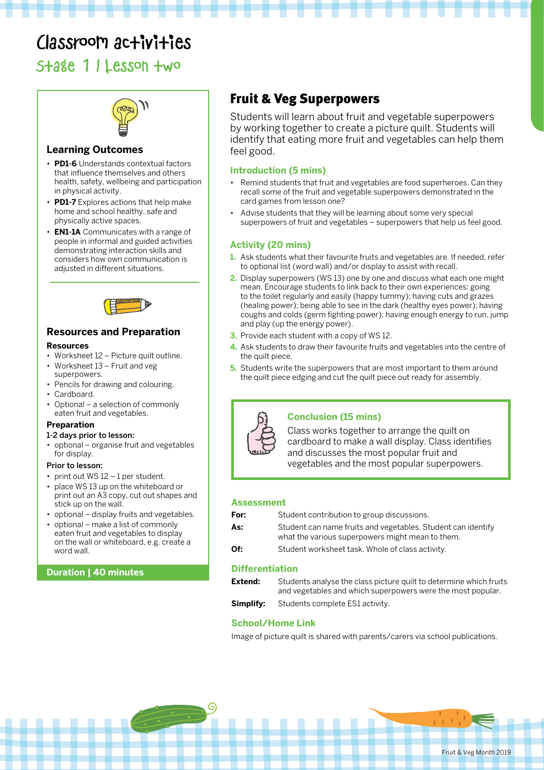# Classroom activities

## Stage 1 | Lesson two

### Learning Outcomes

- **PD1-6** Understands contextual factors that influence themselves and others health, safety, wellbeing and participation in physical activity.
- **PD1-7** Explores actions that help make home and school healthy, safe and physically active spaces.
- **EN1-1A** Communicates with a range of people in informal and guided activities demonstrating interaction skills and considers how own communication is adjusted in different situations.

### Resources and Preparation

**Resources**

- Worksheet 12 – Picture quilt outline.
- Worksheet 13 – Fruit and veg superpowers.
- Pencils for drawing and colouring.
- Cardboard.
- Optional – a selection of commonly eaten fruit and vegetables.

**Preparation**

**1-2 days prior to lesson:**

- optional – organise fruit and vegetables for display.

**Prior to lesson:**

- print out WS 12 – 1 per student.
- place WS 13 up on the whiteboard or print out an A3 copy, cut out shapes and stick up on the wall.
- optional – display fruits and vegetables.
- optional – make a list of commonly eaten fruit and vegetables to display on the wall or whiteboard, e.g. create a word wall.

**Duration | 40 minutes**

## Fruit & Veg Superpowers

Students will learn about fruit and vegetable superpowers by working together to create a picture quilt. Students will identify that eating more fruit and vegetables can help them feel good.

### Introduction (5 mins)

- Remind students that fruit and vegetables are food superheroes. Can they recall some of the fruit and vegetable superpowers demonstrated in the card games from lesson one?
- Advise students that they will be learning about some very special superpowers of fruit and vegetables – superpowers that help us feel good.

### Activity (20 mins)

1. Ask students what their favourite fruits and vegetables are. If needed, refer to optional list (word wall) and/or display to assist with recall.
2. Display superpowers (WS 13) one by one and discuss what each one might mean. Encourage students to link back to their own experiences: going to the toilet regularly and easily (happy tummy); having cuts and grazes (healing power); being able to see in the dark (healthy eyes power); having coughs and colds (germ fighting power); having enough energy to run, jump and play (up the energy power).
3. Provide each student with a copy of WS 12.
4. Ask students to draw their favourite fruits and vegetables into the centre of the quilt piece.
5. Students write the superpowers that are most important to them around the quilt piece edging and cut the quilt piece out ready for assembly.

### Conclusion (15 mins)

Class works together to arrange the quilt on cardboard to make a wall display. Class identifies and discusses the most popular fruit and vegetables and the most popular superpowers.

### Assessment

| | |
|---|---|
| **For:** | Student contribution to group discussions. |
| **As:** | Student can name fruits and vegetables. Student can identify what the various superpowers might mean to them. |
| **Of:** | Student worksheet task. Whole of class activity. |

### Differentiation

| | |
|---|---|
| **Extend:** | Students analyse the class picture quilt to determine which fruits and vegetables and which superpowers were the most popular. |
| **Simplify:** | Students complete ES1 activity. |

### School/Home Link

Image of picture quilt is shared with parents/carers via school publications.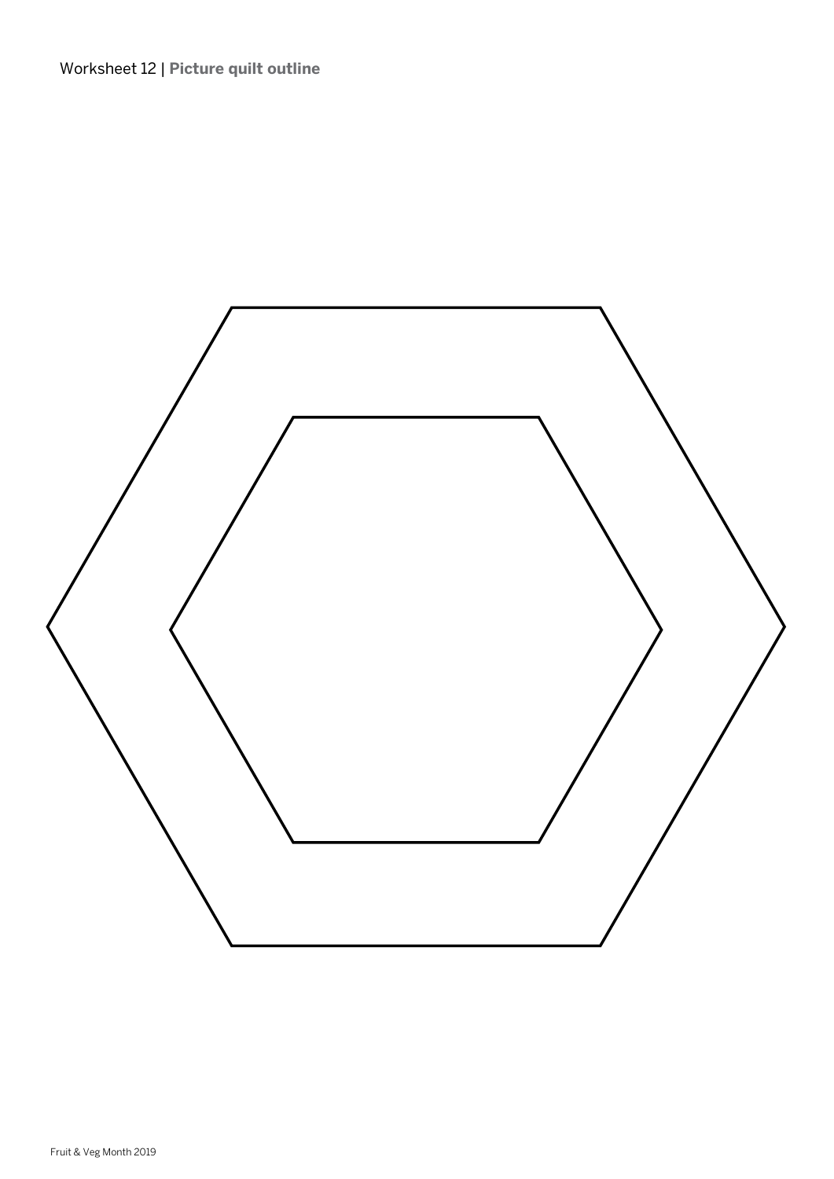Worksheet 12 | **Picture quilt outline**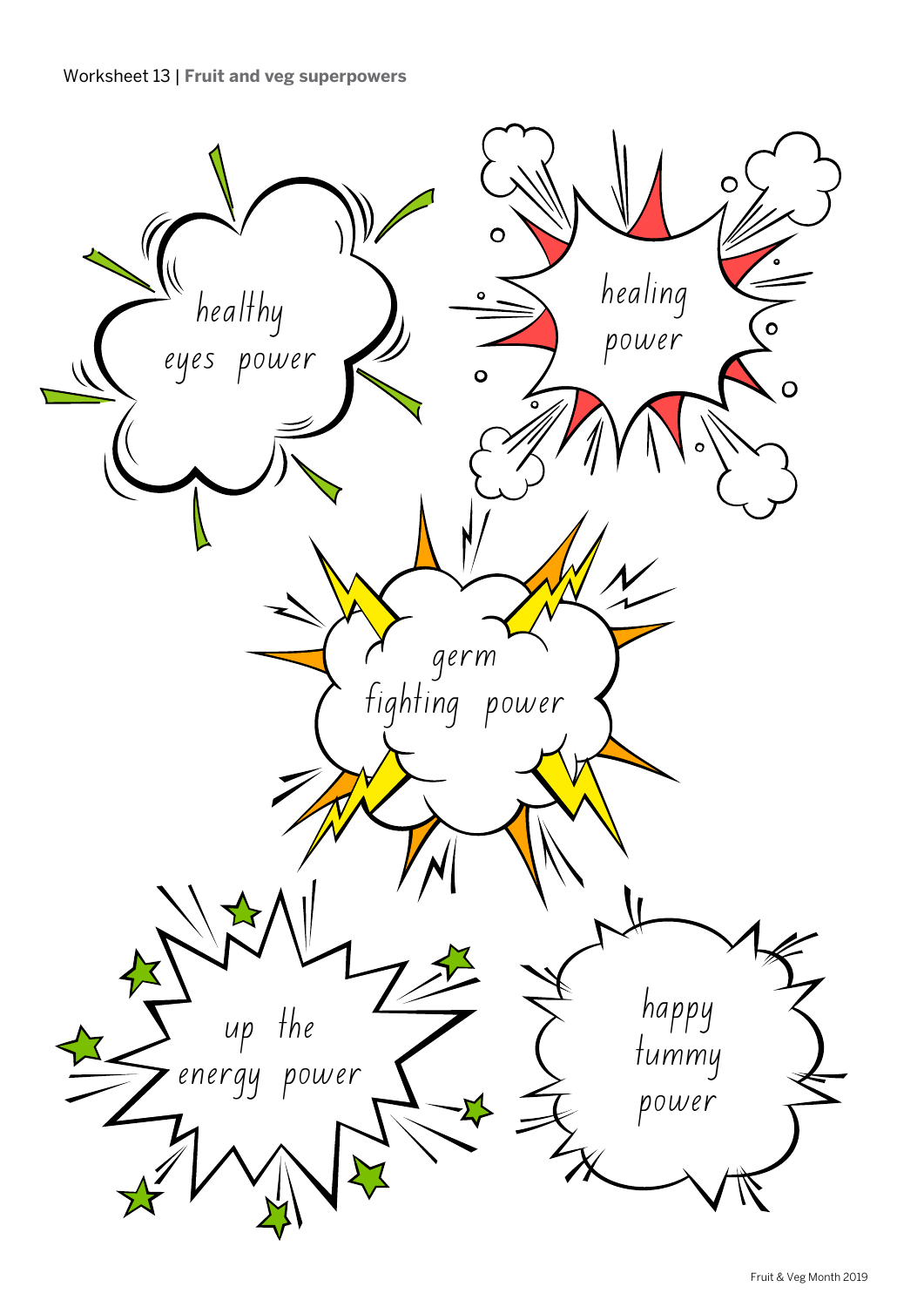Worksheet 13 | **Fruit and veg superpowers**

healthy eyes power

healing power

germ fighting power

up the energy power

happy tummy power